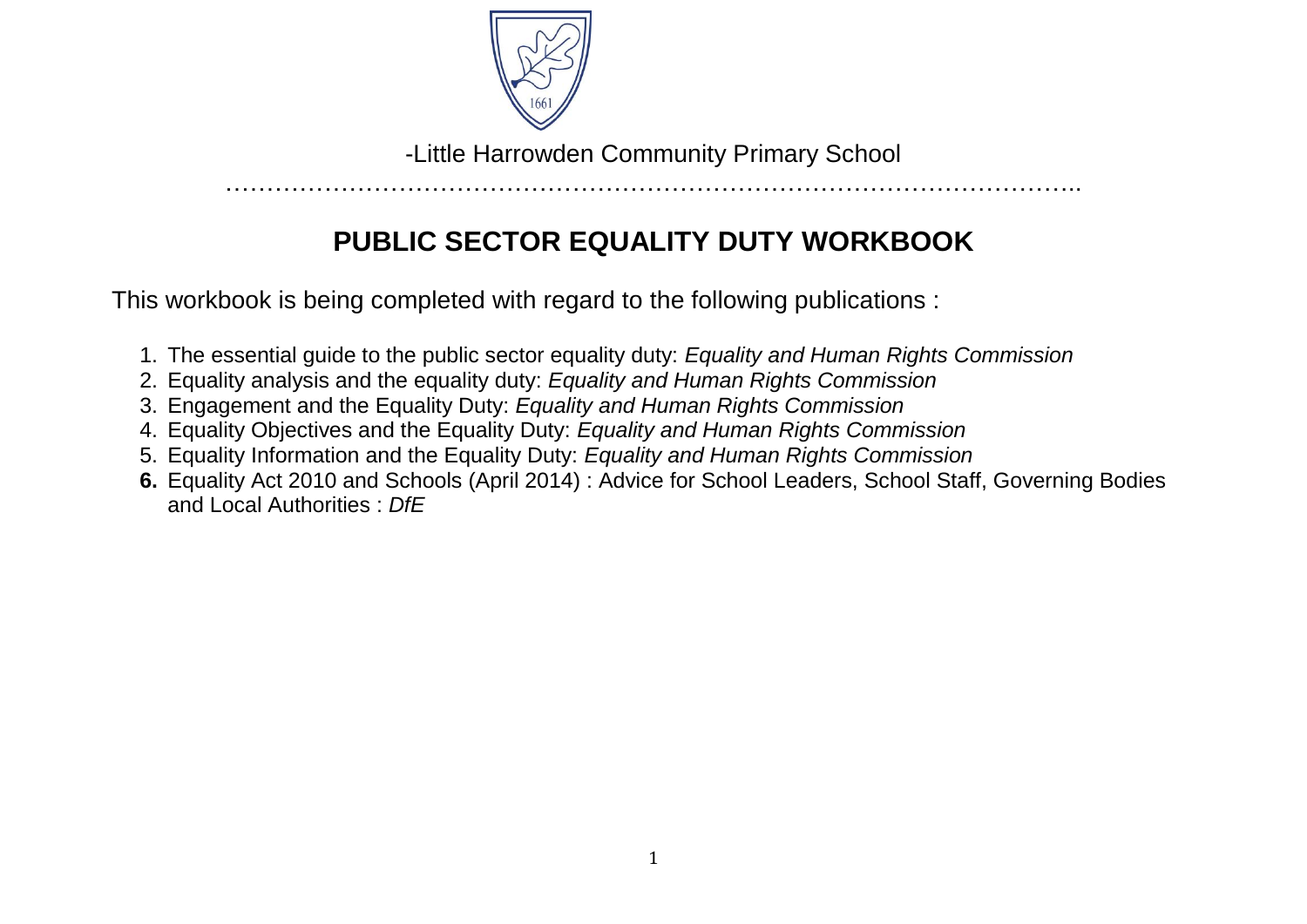-Little Harrowden Community Primary School

……………………………………………………………………………………………..

# PUBLIC SECTOR EQUALITY DUTY WORKBOOK

This workbook is being completed with regard to the following publications :

1. The essential guide to the public sector equality duty: *Equality and Human Rights Commission*
2. Equality analysis and the equality duty: *Equality and Human Rights Commission*
3. Engagement and the Equality Duty: *Equality and Human Rights Commission*
4. Equality Objectives and the Equality Duty: *Equality and Human Rights Commission*
5. Equality Information and the Equality Duty: *Equality and Human Rights Commission*
6. Equality Act 2010 and Schools (April 2014) : Advice for School Leaders, School Staff, Governing Bodies and Local Authorities : *DfE*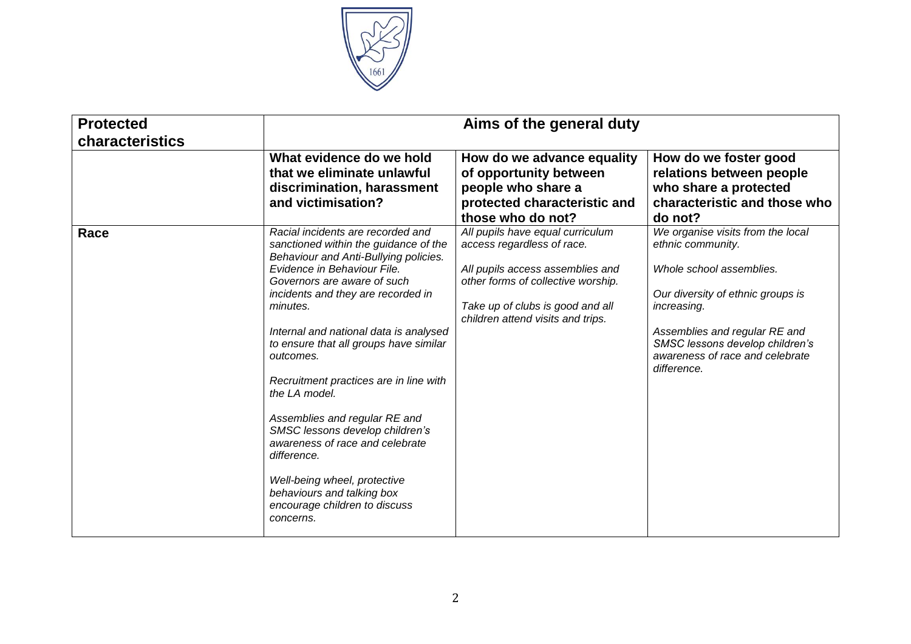| Protected characteristics | Aims of the general duty | | |
|---|---|---|---|
| | **What evidence do we hold that we eliminate unlawful discrimination, harassment and victimisation?** | **How do we advance equality of opportunity between people who share a protected characteristic and those who do not?** | **How do we foster good relations between people who share a protected characteristic and those who do not?** |
| **Race** | *Racial incidents are recorded and sanctioned within the guidance of the Behaviour and Anti-Bullying policies. Evidence in Behaviour File. Governors are aware of such incidents and they are recorded in minutes.*<br><br>*Internal and national data is analysed to ensure that all groups have similar outcomes.*<br><br>*Recruitment practices are in line with the LA model.*<br><br>*Assemblies and regular RE and SMSC lessons develop children's awareness of race and celebrate difference.*<br><br>*Well-being wheel, protective behaviours and talking box encourage children to discuss concerns.* | *All pupils have equal curriculum access regardless of race.*<br><br>*All pupils access assemblies and other forms of collective worship.*<br><br>*Take up of clubs is good and all children attend visits and trips.* | *We organise visits from the local ethnic community.*<br><br>*Whole school assemblies.*<br><br>*Our diversity of ethnic groups is increasing.*<br><br>*Assemblies and regular RE and SMSC lessons develop children's awareness of race and celebrate difference.* |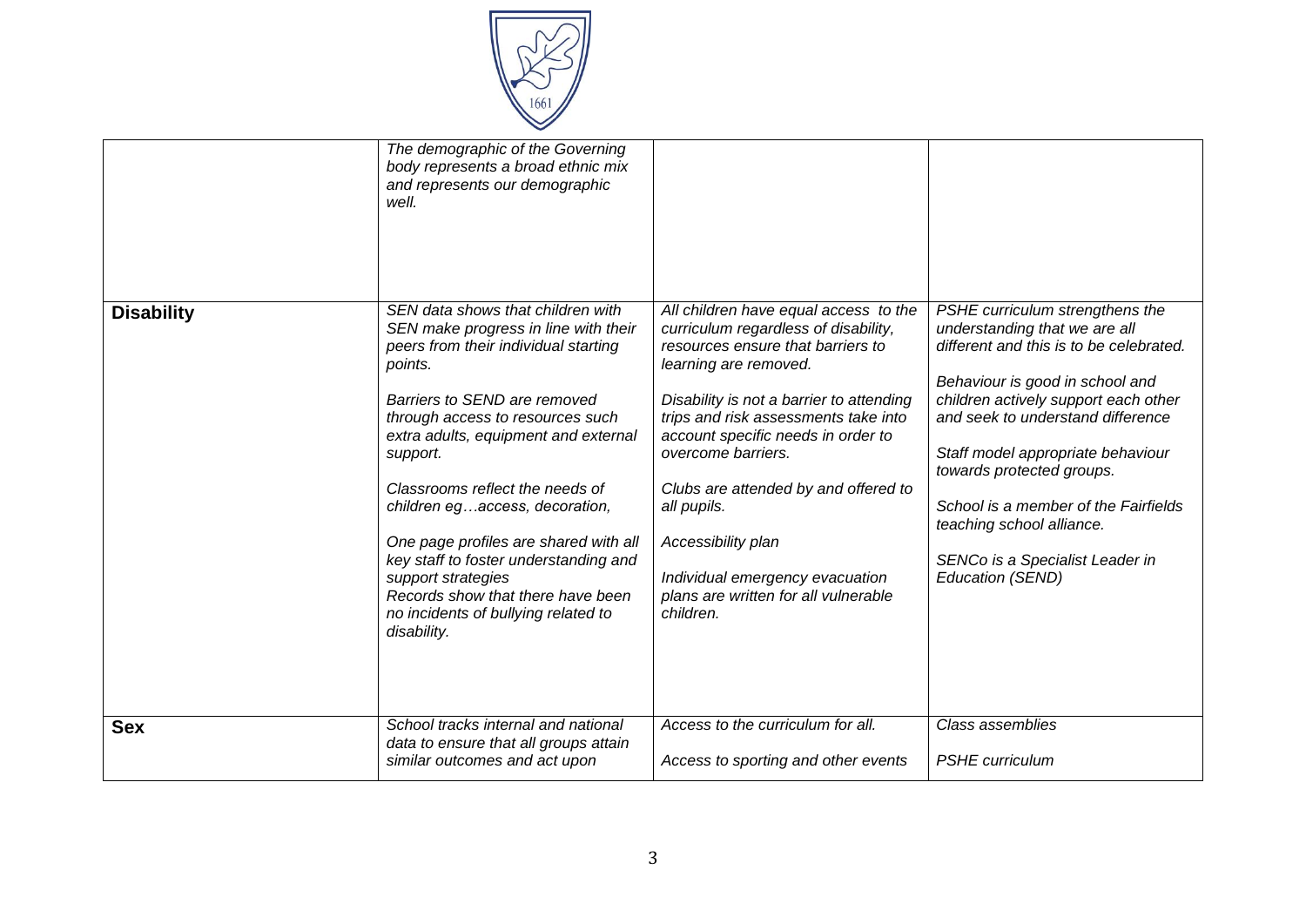| | | | |
|---|---|---|---|
| | *The demographic of the Governing body represents a broad ethnic mix and represents our demographic well.* | | |
| **Disability** | *SEN data shows that children with SEN make progress in line with their peers from their individual starting points.*<br><br>*Barriers to SEND are removed through access to resources such extra adults, equipment and external support.*<br><br>*Classrooms reflect the needs of children eg…access, decoration,*<br><br>*One page profiles are shared with all key staff to foster understanding and support strategies*<br>*Records show that there have been no incidents of bullying related to disability.* | *All children have equal access to the curriculum regardless of disability, resources ensure that barriers to learning are removed.*<br><br>*Disability is not a barrier to attending trips and risk assessments take into account specific needs in order to overcome barriers.*<br><br>*Clubs are attended by and offered to all pupils.*<br><br>*Accessibility plan*<br><br>*Individual emergency evacuation plans are written for all vulnerable children.* | *PSHE curriculum strengthens the understanding that we are all different and this is to be celebrated.*<br><br>*Behaviour is good in school and children actively support each other and seek to understand difference*<br><br>*Staff model appropriate behaviour towards protected groups.*<br><br>*School is a member of the Fairfields teaching school alliance.*<br><br>*SENCo is a Specialist Leader in Education (SEND)* |
| **Sex** | *School tracks internal and national data to ensure that all groups attain similar outcomes and act upon* | *Access to the curriculum for all.*<br><br>*Access to sporting and other events* | *Class assemblies*<br><br>*PSHE curriculum* |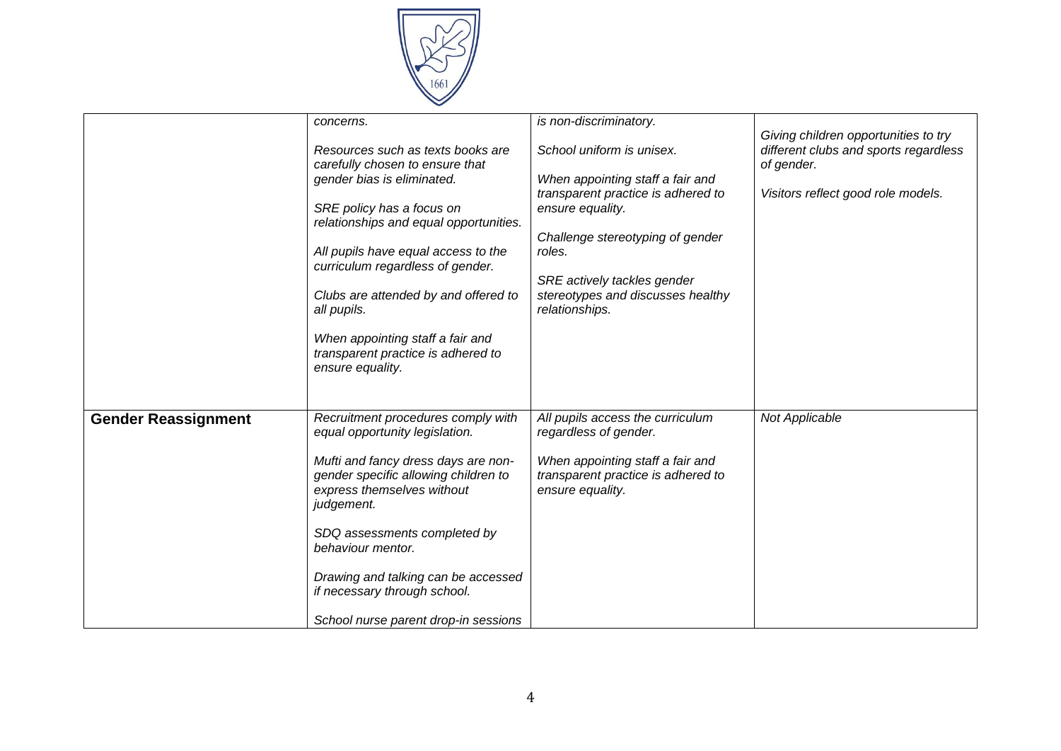| | | | |
|---|---|---|---|
| | *concerns.*<br><br>*Resources such as texts books are carefully chosen to ensure that gender bias is eliminated.*<br><br>*SRE policy has a focus on relationships and equal opportunities.*<br><br>*All pupils have equal access to the curriculum regardless of gender.*<br><br>*Clubs are attended by and offered to all pupils.*<br><br>*When appointing staff a fair and transparent practice is adhered to ensure equality.* | *is non-discriminatory.*<br><br>*School uniform is unisex.*<br><br>*When appointing staff a fair and transparent practice is adhered to ensure equality.*<br><br>*Challenge stereotyping of gender roles.*<br><br>*SRE actively tackles gender stereotypes and discusses healthy relationships.* | *Giving children opportunities to try different clubs and sports regardless of gender.*<br><br>*Visitors reflect good role models.* |
| **Gender Reassignment** | *Recruitment procedures comply with equal opportunity legislation.*<br><br>*Mufti and fancy dress days are non-gender specific allowing children to express themselves without judgement.*<br><br>*SDQ assessments completed by behaviour mentor.*<br><br>*Drawing and talking can be accessed if necessary through school.*<br><br>*School nurse parent drop-in sessions* | *All pupils access the curriculum regardless of gender.*<br><br>*When appointing staff a fair and transparent practice is adhered to ensure equality.* | *Not Applicable* |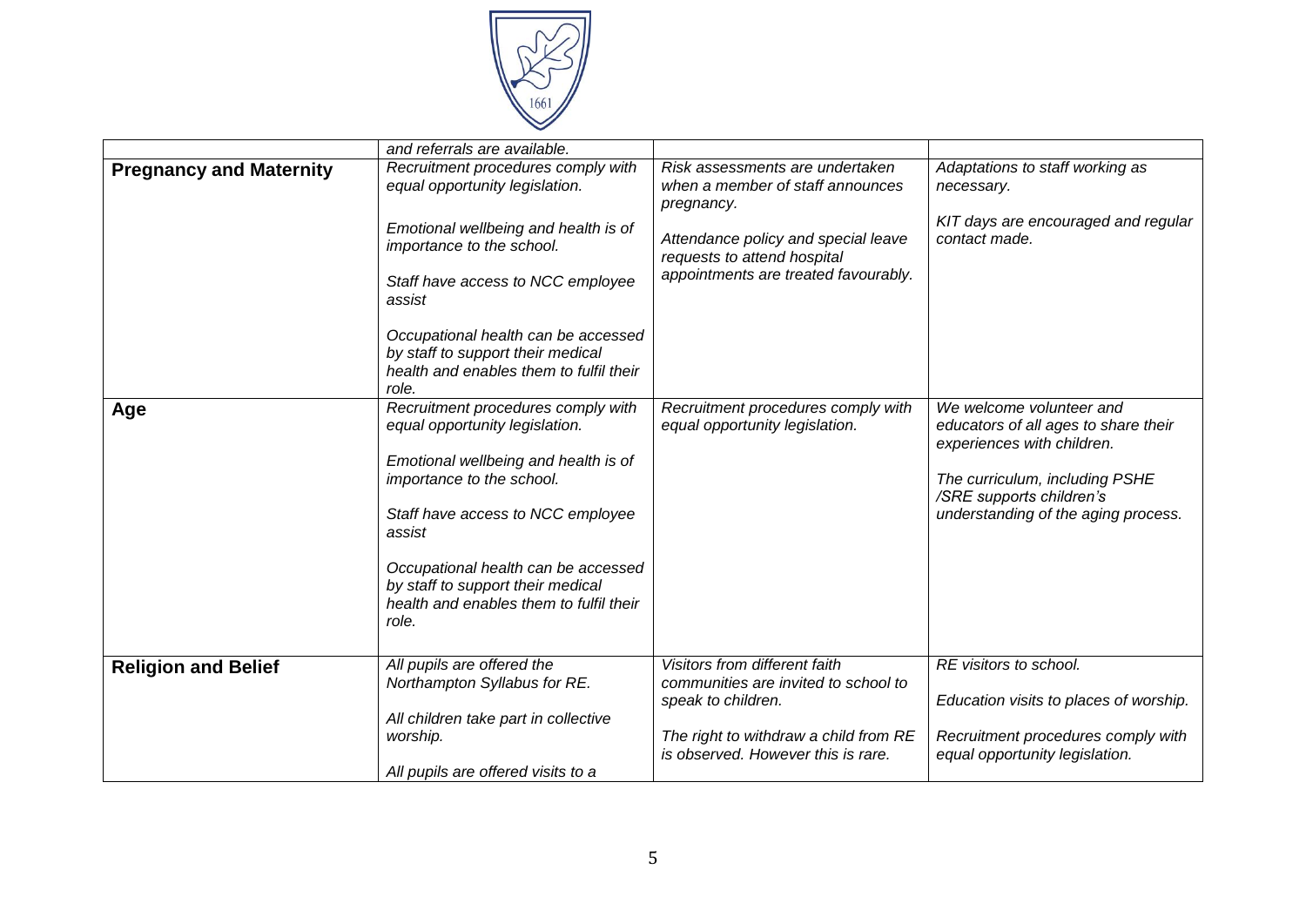| | | | |
|---|---|---|---|
| | *and referrals are available.* | | |
| **Pregnancy and Maternity** | *Recruitment procedures comply with equal opportunity legislation.*<br><br>*Emotional wellbeing and health is of importance to the school.*<br><br>*Staff have access to NCC employee assist*<br><br>*Occupational health can be accessed by staff to support their medical health and enables them to fulfil their role.* | *Risk assessments are undertaken when a member of staff announces pregnancy.*<br><br>*Attendance policy and special leave requests to attend hospital appointments are treated favourably.* | *Adaptations to staff working as necessary.*<br><br>*KIT days are encouraged and regular contact made.* |
| **Age** | *Recruitment procedures comply with equal opportunity legislation.*<br><br>*Emotional wellbeing and health is of importance to the school.*<br><br>*Staff have access to NCC employee assist*<br><br>*Occupational health can be accessed by staff to support their medical health and enables them to fulfil their role.* | *Recruitment procedures comply with equal opportunity legislation.* | *We welcome volunteer and educators of all ages to share their experiences with children.*<br><br>*The curriculum, including PSHE /SRE supports children's understanding of the aging process.* |
| **Religion and Belief** | *All pupils are offered the Northampton Syllabus for RE.*<br><br>*All children take part in collective worship.*<br><br>*All pupils are offered visits to a* | *Visitors from different faith communities are invited to school to speak to children.*<br><br>*The right to withdraw a child from RE is observed. However this is rare.* | *RE visitors to school.*<br><br>*Education visits to places of worship.*<br><br>*Recruitment procedures comply with equal opportunity legislation.* |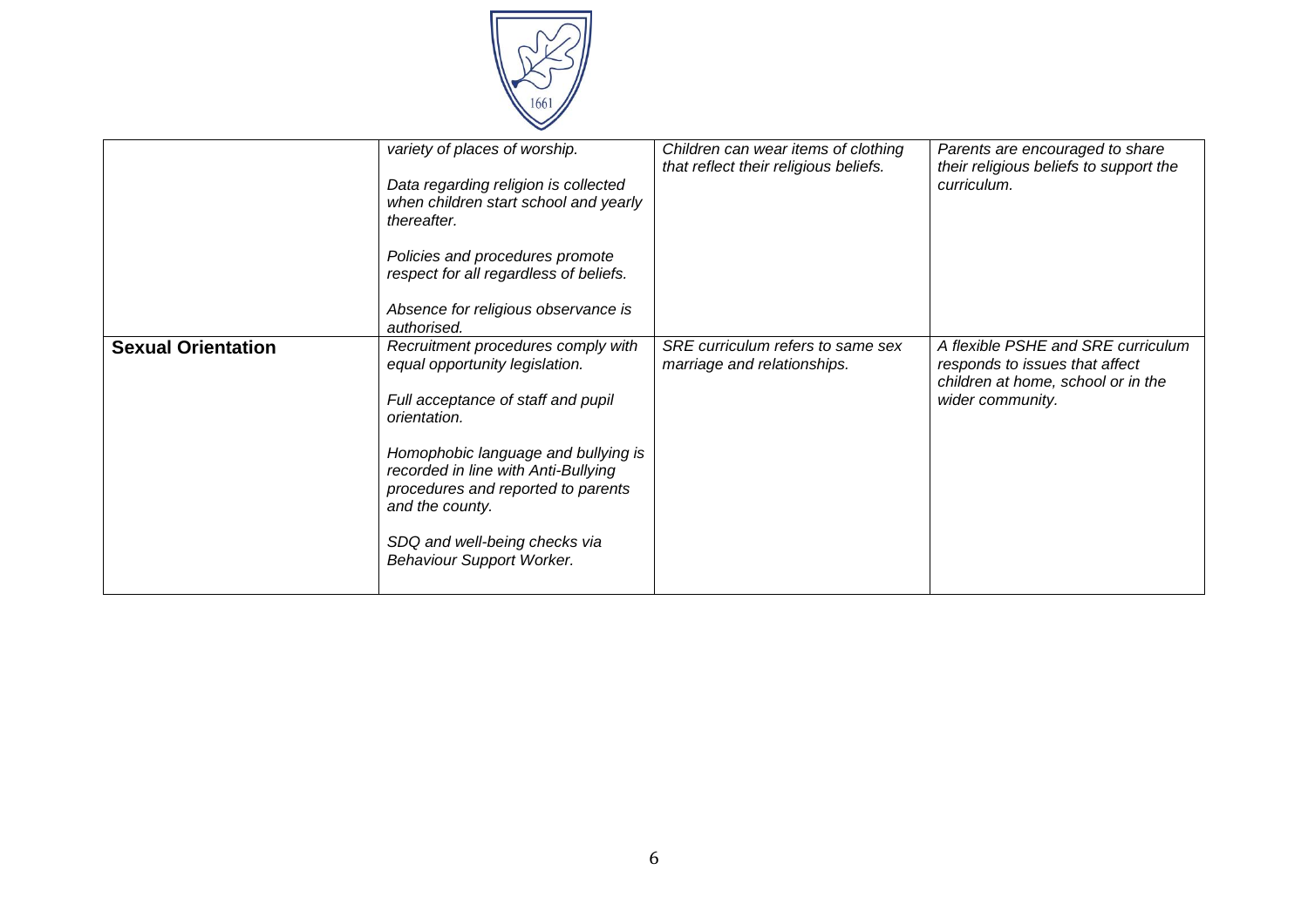| | | | |
|---|---|---|---|
| | *variety of places of worship.*<br><br>*Data regarding religion is collected when children start school and yearly thereafter.*<br><br>*Policies and procedures promote respect for all regardless of beliefs.*<br><br>*Absence for religious observance is authorised.* | *Children can wear items of clothing that reflect their religious beliefs.* | *Parents are encouraged to share their religious beliefs to support the curriculum.* |
| **Sexual Orientation** | *Recruitment procedures comply with equal opportunity legislation.*<br><br>*Full acceptance of staff and pupil orientation.*<br><br>*Homophobic language and bullying is recorded in line with Anti-Bullying procedures and reported to parents and the county.*<br><br>*SDQ and well-being checks via Behaviour Support Worker.* | *SRE curriculum refers to same sex marriage and relationships.* | *A flexible PSHE and SRE curriculum responds to issues that affect children at home, school or in the wider community.* |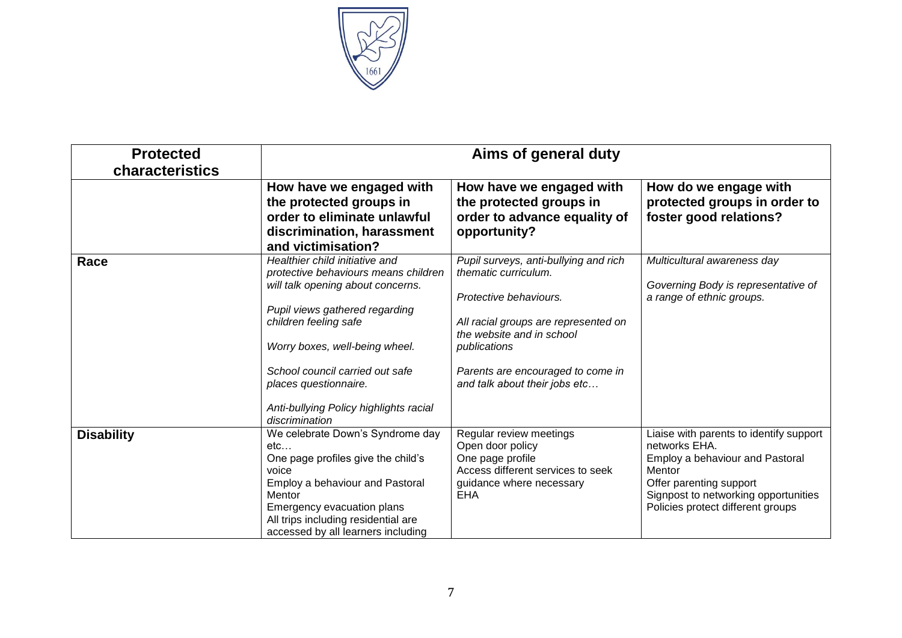| Protected characteristics | Aims of general duty | | |
|---|---|---|---|
| | **How have we engaged with the protected groups in order to eliminate unlawful discrimination, harassment and victimisation?** | **How have we engaged with the protected groups in order to advance equality of opportunity?** | **How do we engage with protected groups in order to foster good relations?** |
| **Race** | *Healthier child initiative and protective behaviours means children will talk opening about concerns.*<br><br>*Pupil views gathered regarding children feeling safe*<br><br>*Worry boxes, well-being wheel.*<br><br>*School council carried out safe places questionnaire.*<br><br>*Anti-bullying Policy highlights racial discrimination* | *Pupil surveys, anti-bullying and rich thematic curriculum.*<br><br>*Protective behaviours.*<br><br>*All racial groups are represented on the website and in school publications*<br><br>*Parents are encouraged to come in and talk about their jobs etc…* | *Multicultural awareness day*<br><br>*Governing Body is representative of a range of ethnic groups.* |
| **Disability** | We celebrate Down's Syndrome day etc…<br>One page profiles give the child's voice<br>Employ a behaviour and Pastoral Mentor<br>Emergency evacuation plans<br>All trips including residential are accessed by all learners including | Regular review meetings<br>Open door policy<br>One page profile<br>Access different services to seek guidance where necessary<br>EHA | Liaise with parents to identify support networks EHA.<br>Employ a behaviour and Pastoral Mentor<br>Offer parenting support<br>Signpost to networking opportunities<br>Policies protect different groups |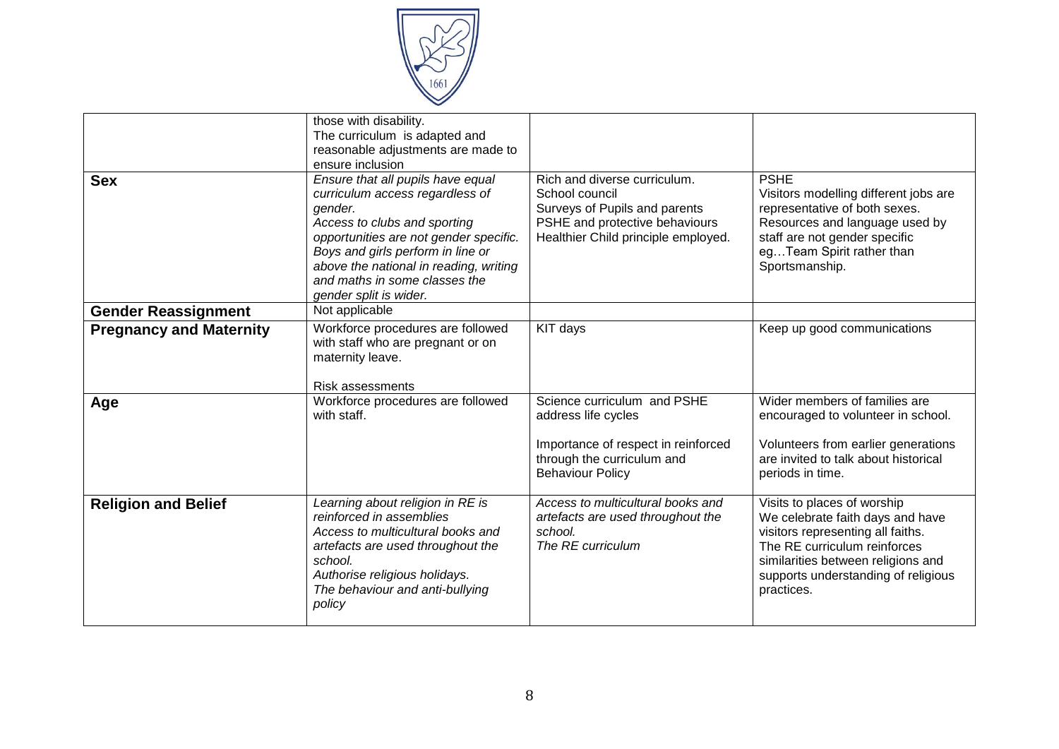| | | | |
|---|---|---|---|
| | those with disability.<br>The curriculum is adapted and reasonable adjustments are made to ensure inclusion | | |
| **Sex** | *Ensure that all pupils have equal curriculum access regardless of gender.*<br>*Access to clubs and sporting opportunities are not gender specific.*<br>*Boys and girls perform in line or above the national in reading, writing and maths in some classes the gender split is wider.* | Rich and diverse curriculum.<br>School council<br>Surveys of Pupils and parents<br>PSHE and protective behaviours<br>Healthier Child principle employed. | PSHE<br>Visitors modelling different jobs are representative of both sexes.<br>Resources and language used by staff are not gender specific eg…Team Spirit rather than Sportsmanship. |
| **Gender Reassignment** | Not applicable | | |
| **Pregnancy and Maternity** | Workforce procedures are followed with staff who are pregnant or on maternity leave.<br><br>Risk assessments | KIT days | Keep up good communications |
| **Age** | Workforce procedures are followed with staff. | Science curriculum and PSHE address life cycles<br><br>Importance of respect in reinforced through the curriculum and Behaviour Policy | Wider members of families are encouraged to volunteer in school.<br><br>Volunteers from earlier generations are invited to talk about historical periods in time. |
| **Religion and Belief** | *Learning about religion in RE is reinforced in assemblies*<br>*Access to multicultural books and artefacts are used throughout the school.*<br>*Authorise religious holidays.*<br>*The behaviour and anti-bullying policy* | *Access to multicultural books and artefacts are used throughout the school.*<br>*The RE curriculum* | Visits to places of worship<br>We celebrate faith days and have visitors representing all faiths.<br>The RE curriculum reinforces similarities between religions and supports understanding of religious practices. |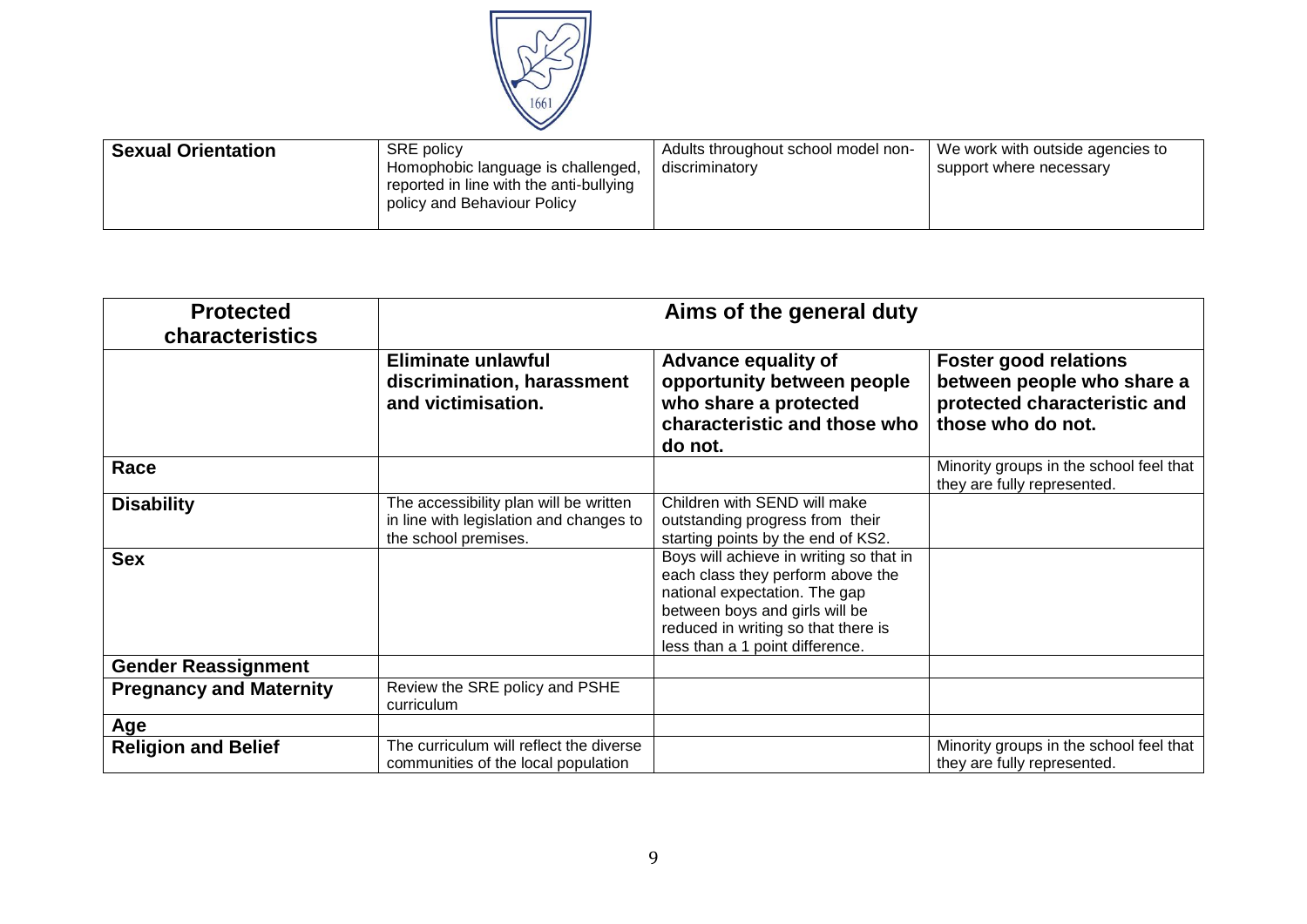| **Sexual Orientation** | SRE policy<br>Homophobic language is challenged, reported in line with the anti-bullying policy and Behaviour Policy | Adults throughout school model non-discriminatory | We work with outside agencies to support where necessary |
|---|---|---|---|

| **Protected characteristics** | **Aims of the general duty** | | |
|---|---|---|---|
| | **Eliminate unlawful discrimination, harassment and victimisation.** | **Advance equality of opportunity between people who share a protected characteristic and those who do not.** | **Foster good relations between people who share a protected characteristic and those who do not.** |
| **Race** | | | Minority groups in the school feel that they are fully represented. |
| **Disability** | The accessibility plan will be written in line with legislation and changes to the school premises. | Children with SEND will make outstanding progress from their starting points by the end of KS2. | |
| **Sex** | | Boys will achieve in writing so that in each class they perform above the national expectation. The gap between boys and girls will be reduced in writing so that there is less than a 1 point difference. | |
| **Gender Reassignment** | | | |
| **Pregnancy and Maternity** | Review the SRE policy and PSHE curriculum | | |
| **Age** | | | |
| **Religion and Belief** | The curriculum will reflect the diverse communities of the local population | | Minority groups in the school feel that they are fully represented. |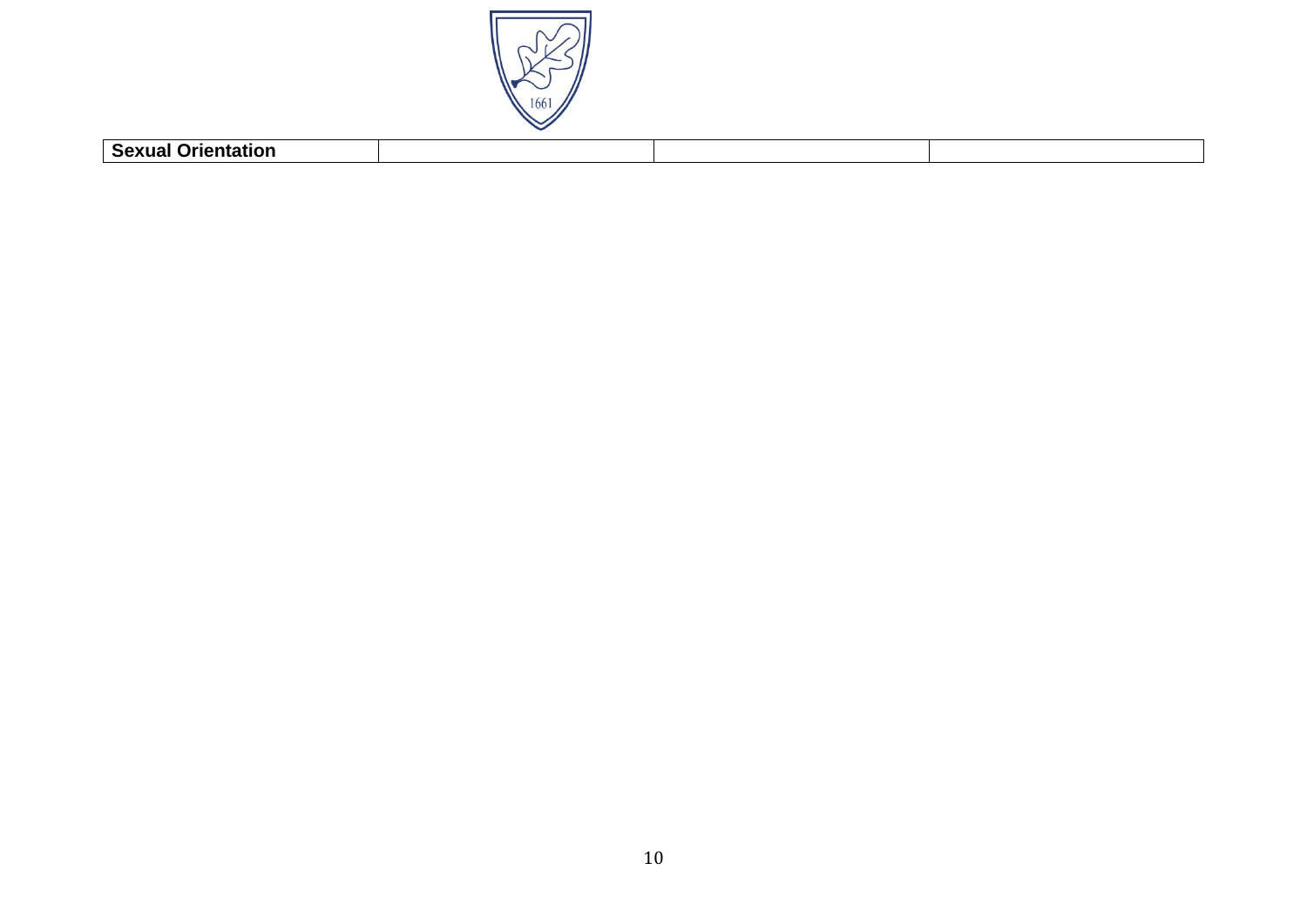| **Sexual Orientation** | | | |
|---|---|---|---|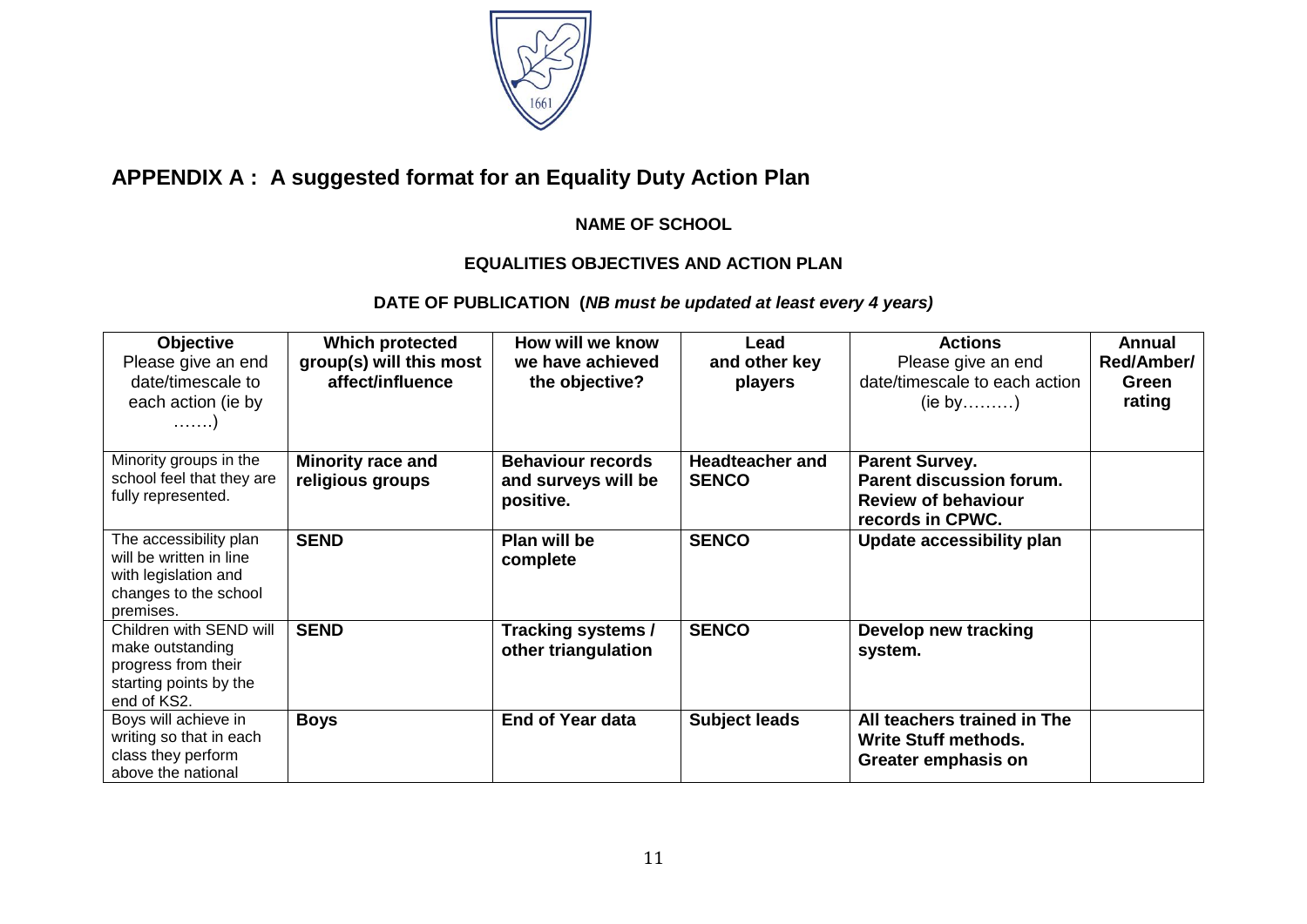## APPENDIX A : A suggested format for an Equality Duty Action Plan

**NAME OF SCHOOL**

**EQUALITIES OBJECTIVES AND ACTION PLAN**

**DATE OF PUBLICATION (*NB must be updated at least every 4 years)***

| **Objective** Please give an end date/timescale to each action (ie by …….) | **Which protected group(s) will this most affect/influence** | **How will we know we have achieved the objective?** | **Lead and other key players** | **Actions** Please give an end date/timescale to each action (ie by………) | **Annual Red/Amber/ Green rating** |
|---|---|---|---|---|---|
| Minority groups in the school feel that they are fully represented. | **Minority race and religious groups** | **Behaviour records and surveys will be positive.** | **Headteacher and SENCO** | **Parent Survey. Parent discussion forum. Review of behaviour records in CPWC.** | |
| The accessibility plan will be written in line with legislation and changes to the school premises. | **SEND** | **Plan will be complete** | **SENCO** | **Update accessibility plan** | |
| Children with SEND will make outstanding progress from their starting points by the end of KS2. | **SEND** | **Tracking systems / other triangulation** | **SENCO** | **Develop new tracking system.** | |
| Boys will achieve in writing so that in each class they perform above the national | **Boys** | **End of Year data** | **Subject leads** | **All teachers trained in The Write Stuff methods. Greater emphasis on** | |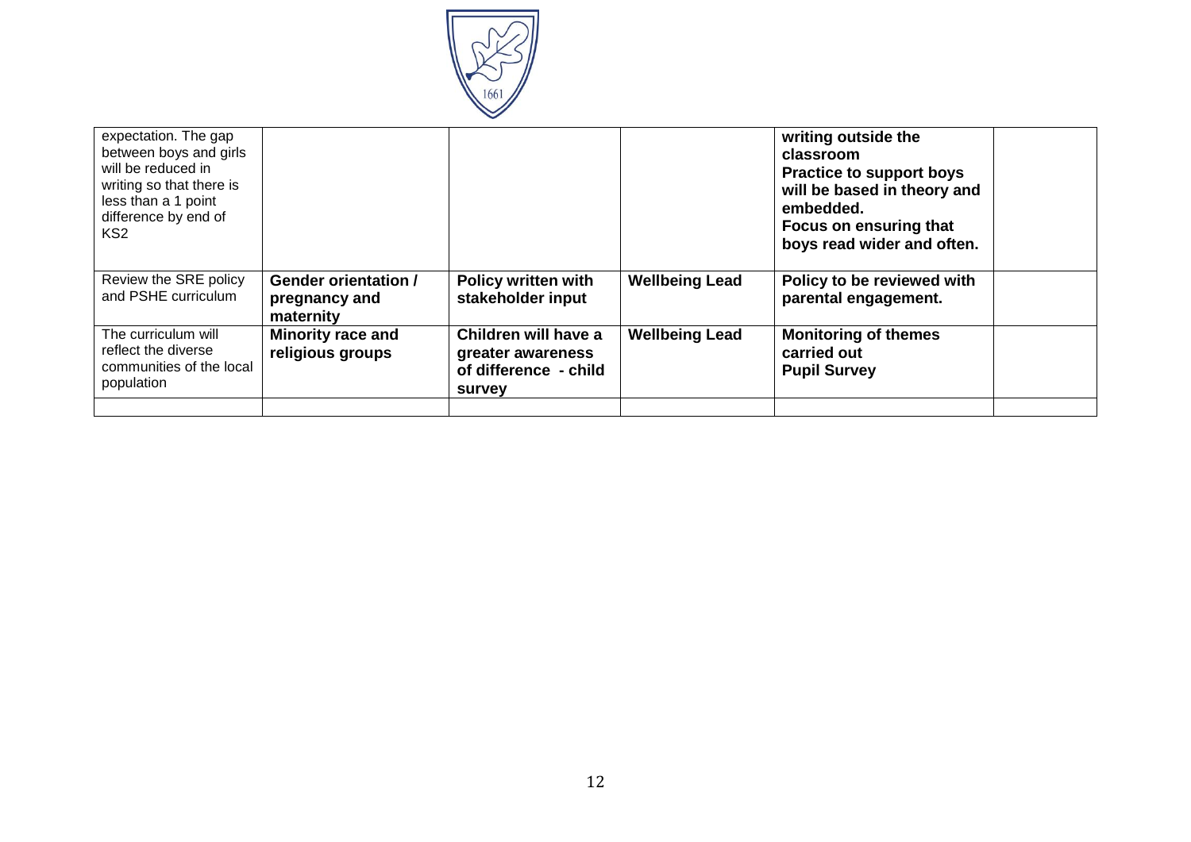| | | | | | |
|---|---|---|---|---|---|
| expectation. The gap between boys and girls will be reduced in writing so that there is less than a 1 point difference by end of KS2 | | | | **writing outside the classroom** **Practice to support boys will be based in theory and embedded.** **Focus on ensuring that boys read wider and often.** | |
| Review the SRE policy and PSHE curriculum | **Gender orientation / pregnancy and maternity** | **Policy written with stakeholder input** | **Wellbeing Lead** | **Policy to be reviewed with parental engagement.** | |
| The curriculum will reflect the diverse communities of the local population | **Minority race and religious groups** | **Children will have a greater awareness of difference - child survey** | **Wellbeing Lead** | **Monitoring of themes carried out** **Pupil Survey** | |
| | | | | | |